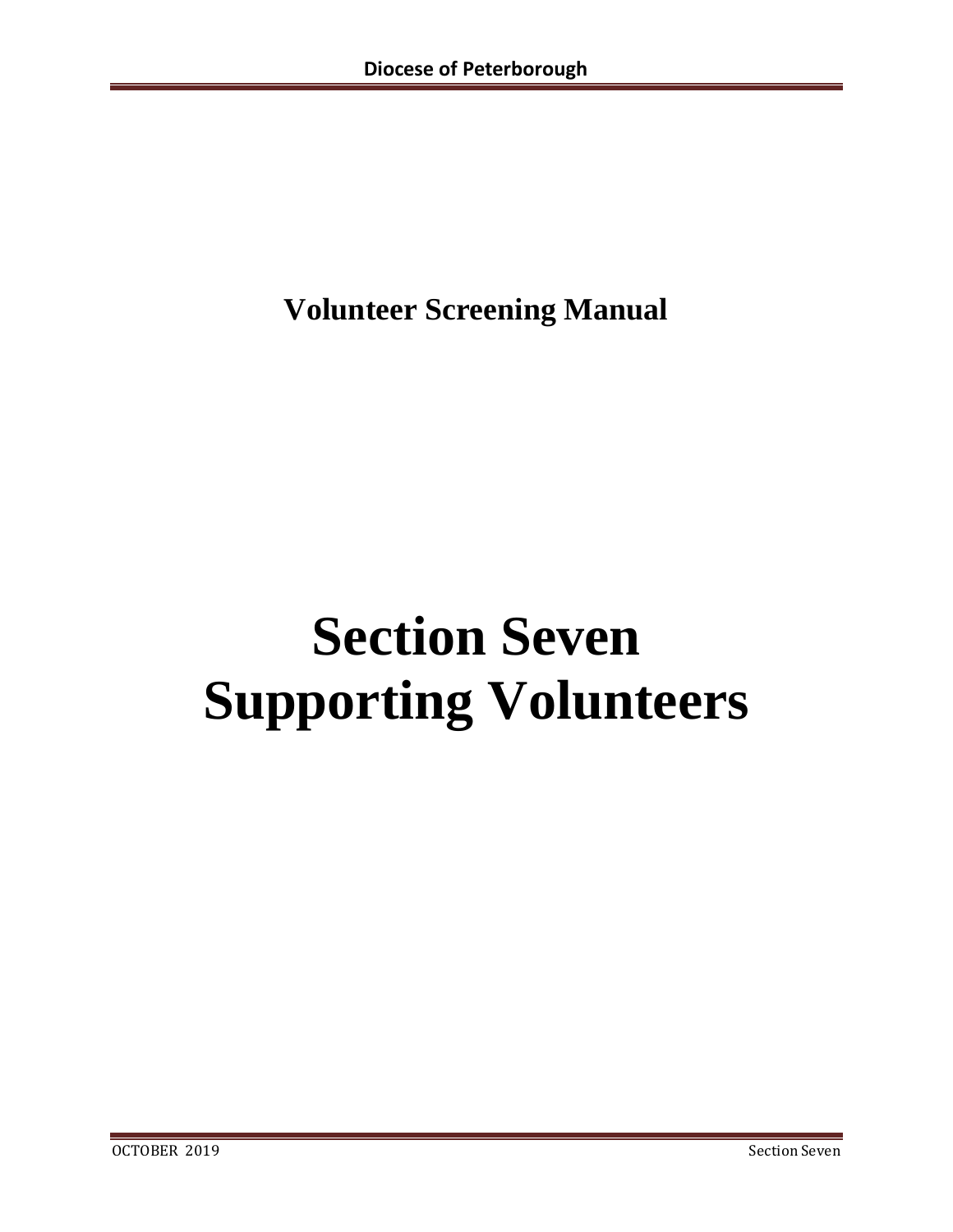**Volunteer Screening Manual**

# Section Seven
# Supporting Volunteers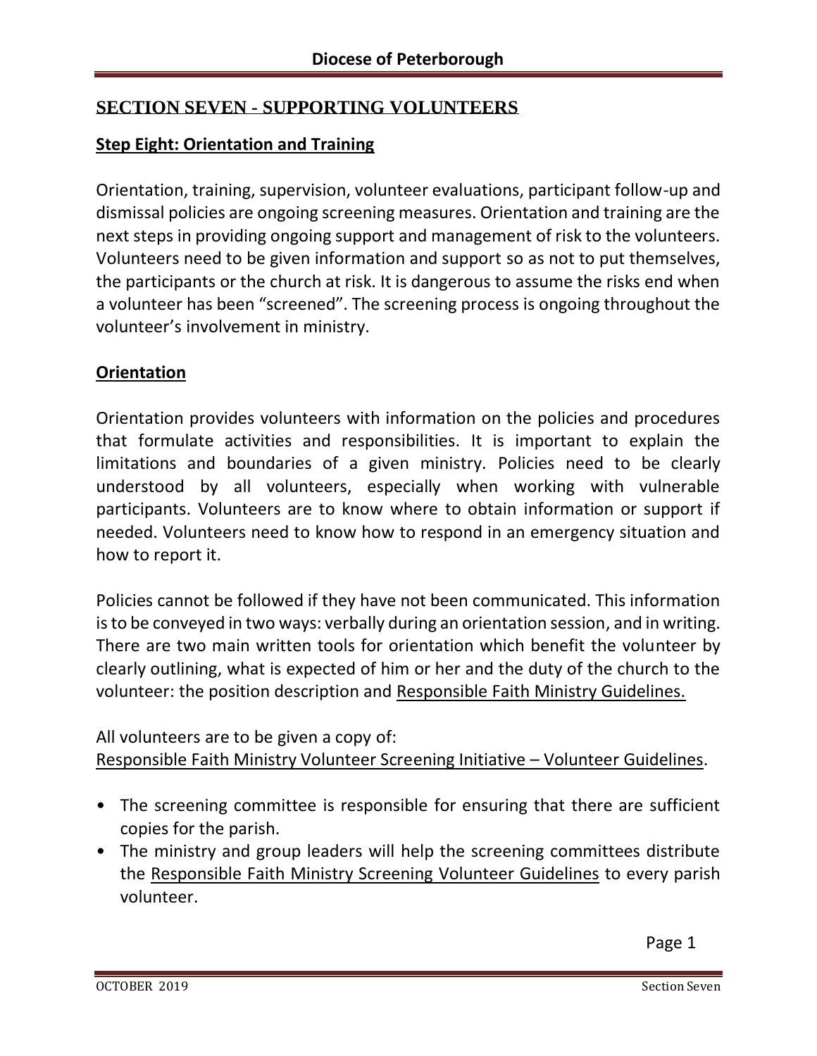## SECTION SEVEN - SUPPORTING VOLUNTEERS

### Step Eight: Orientation and Training

Orientation, training, supervision, volunteer evaluations, participant follow-up and dismissal policies are ongoing screening measures. Orientation and training are the next steps in providing ongoing support and management of risk to the volunteers. Volunteers need to be given information and support so as not to put themselves, the participants or the church at risk. It is dangerous to assume the risks end when a volunteer has been "screened". The screening process is ongoing throughout the volunteer's involvement in ministry.

### Orientation

Orientation provides volunteers with information on the policies and procedures that formulate activities and responsibilities. It is important to explain the limitations and boundaries of a given ministry. Policies need to be clearly understood by all volunteers, especially when working with vulnerable participants. Volunteers are to know where to obtain information or support if needed. Volunteers need to know how to respond in an emergency situation and how to report it.

Policies cannot be followed if they have not been communicated. This information is to be conveyed in two ways: verbally during an orientation session, and in writing. There are two main written tools for orientation which benefit the volunteer by clearly outlining, what is expected of him or her and the duty of the church to the volunteer: the position description and Responsible Faith Ministry Guidelines.

All volunteers are to be given a copy of:
Responsible Faith Ministry Volunteer Screening Initiative – Volunteer Guidelines.

- The screening committee is responsible for ensuring that there are sufficient copies for the parish.
- The ministry and group leaders will help the screening committees distribute the Responsible Faith Ministry Screening Volunteer Guidelines to every parish volunteer.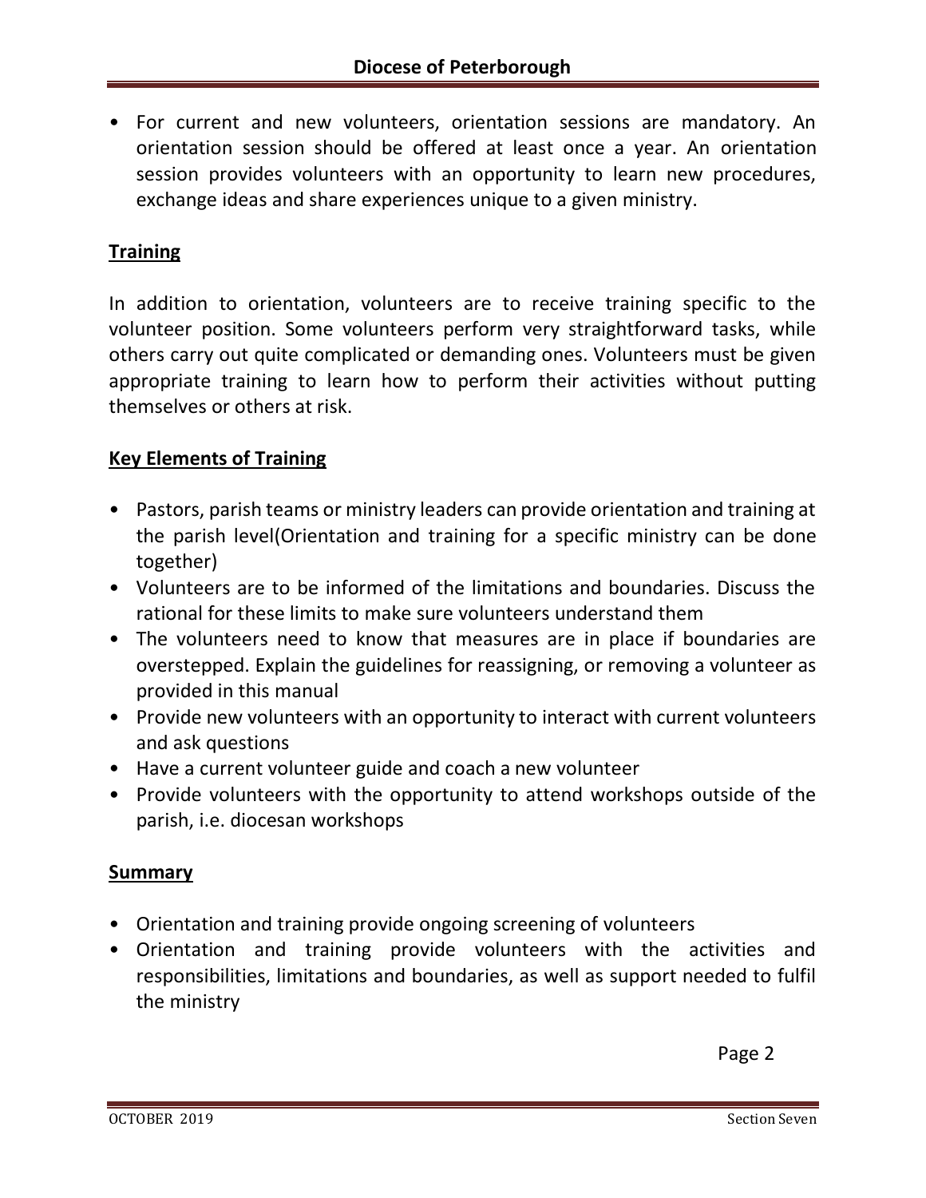- For current and new volunteers, orientation sessions are mandatory. An orientation session should be offered at least once a year. An orientation session provides volunteers with an opportunity to learn new procedures, exchange ideas and share experiences unique to a given ministry.

## Training

In addition to orientation, volunteers are to receive training specific to the volunteer position. Some volunteers perform very straightforward tasks, while others carry out quite complicated or demanding ones. Volunteers must be given appropriate training to learn how to perform their activities without putting themselves or others at risk.

## Key Elements of Training

- Pastors, parish teams or ministry leaders can provide orientation and training at the parish level(Orientation and training for a specific ministry can be done together)
- Volunteers are to be informed of the limitations and boundaries. Discuss the rational for these limits to make sure volunteers understand them
- The volunteers need to know that measures are in place if boundaries are overstepped. Explain the guidelines for reassigning, or removing a volunteer as provided in this manual
- Provide new volunteers with an opportunity to interact with current volunteers and ask questions
- Have a current volunteer guide and coach a new volunteer
- Provide volunteers with the opportunity to attend workshops outside of the parish, i.e. diocesan workshops

## Summary

- Orientation and training provide ongoing screening of volunteers
- Orientation and training provide volunteers with the activities and responsibilities, limitations and boundaries, as well as support needed to fulfil the ministry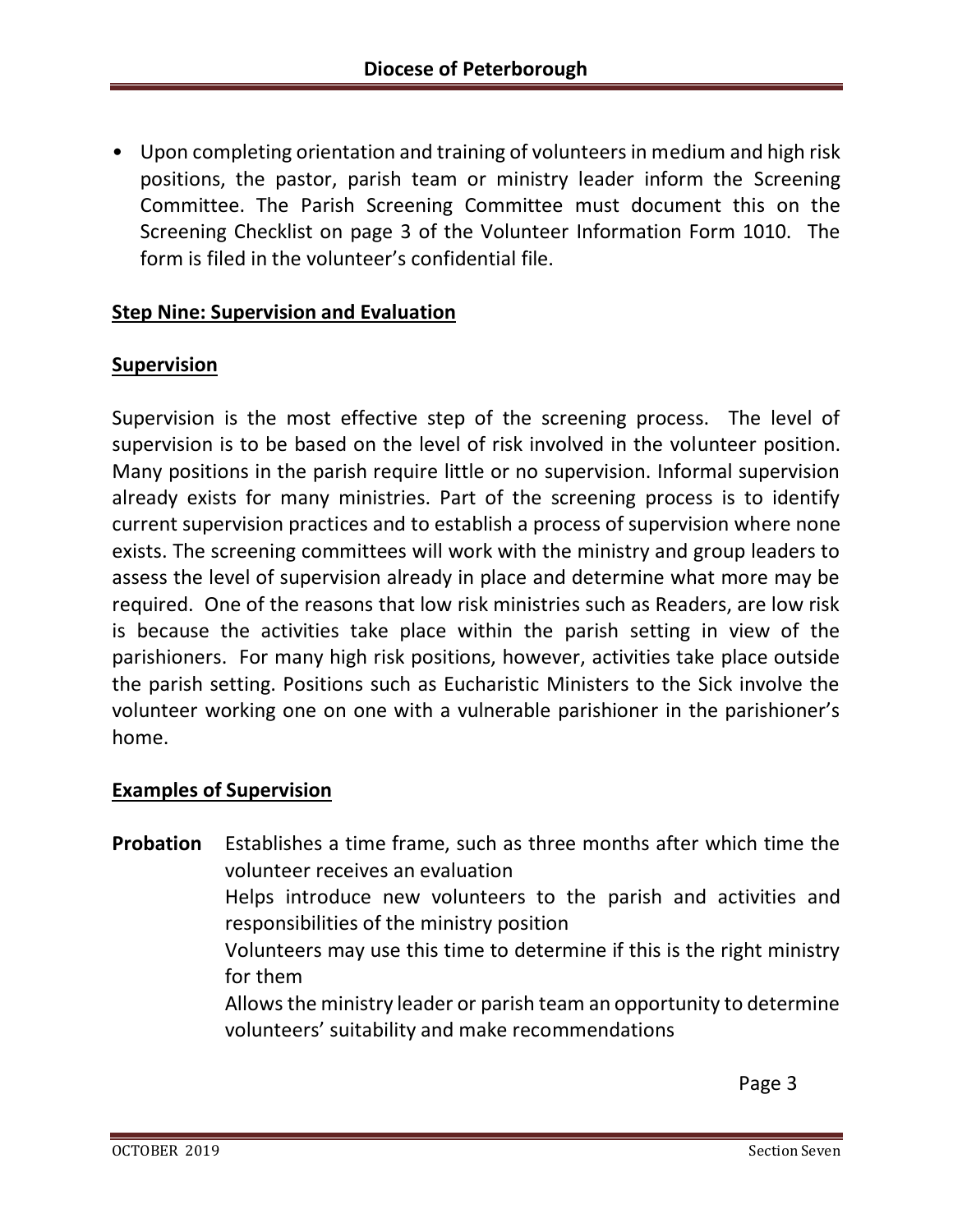- Upon completing orientation and training of volunteers in medium and high risk positions, the pastor, parish team or ministry leader inform the Screening Committee. The Parish Screening Committee must document this on the Screening Checklist on page 3 of the Volunteer Information Form 1010. The form is filed in the volunteer's confidential file.

## Step Nine: Supervision and Evaluation

### Supervision

Supervision is the most effective step of the screening process. The level of supervision is to be based on the level of risk involved in the volunteer position. Many positions in the parish require little or no supervision. Informal supervision already exists for many ministries. Part of the screening process is to identify current supervision practices and to establish a process of supervision where none exists. The screening committees will work with the ministry and group leaders to assess the level of supervision already in place and determine what more may be required. One of the reasons that low risk ministries such as Readers, are low risk is because the activities take place within the parish setting in view of the parishioners. For many high risk positions, however, activities take place outside the parish setting. Positions such as Eucharistic Ministers to the Sick involve the volunteer working one on one with a vulnerable parishioner in the parishioner's home.

### Examples of Supervision

**Probation** Establishes a time frame, such as three months after which time the volunteer receives an evaluation

Helps introduce new volunteers to the parish and activities and responsibilities of the ministry position

Volunteers may use this time to determine if this is the right ministry for them

Allows the ministry leader or parish team an opportunity to determine volunteers' suitability and make recommendations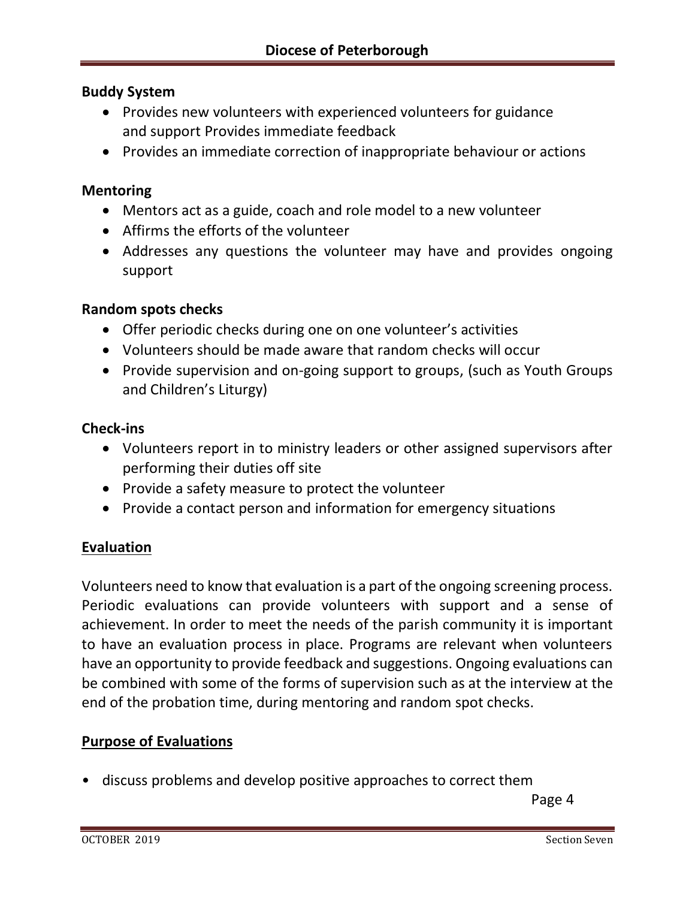**Buddy System**

- Provides new volunteers with experienced volunteers for guidance and support Provides immediate feedback
- Provides an immediate correction of inappropriate behaviour or actions

**Mentoring**

- Mentors act as a guide, coach and role model to a new volunteer
- Affirms the efforts of the volunteer
- Addresses any questions the volunteer may have and provides ongoing support

**Random spots checks**

- Offer periodic checks during one on one volunteer's activities
- Volunteers should be made aware that random checks will occur
- Provide supervision and on-going support to groups, (such as Youth Groups and Children's Liturgy)

**Check-ins**

- Volunteers report in to ministry leaders or other assigned supervisors after performing their duties off site
- Provide a safety measure to protect the volunteer
- Provide a contact person and information for emergency situations

## Evaluation

Volunteers need to know that evaluation is a part of the ongoing screening process. Periodic evaluations can provide volunteers with support and a sense of achievement. In order to meet the needs of the parish community it is important to have an evaluation process in place. Programs are relevant when volunteers have an opportunity to provide feedback and suggestions. Ongoing evaluations can be combined with some of the forms of supervision such as at the interview at the end of the probation time, during mentoring and random spot checks.

## Purpose of Evaluations

- discuss problems and develop positive approaches to correct them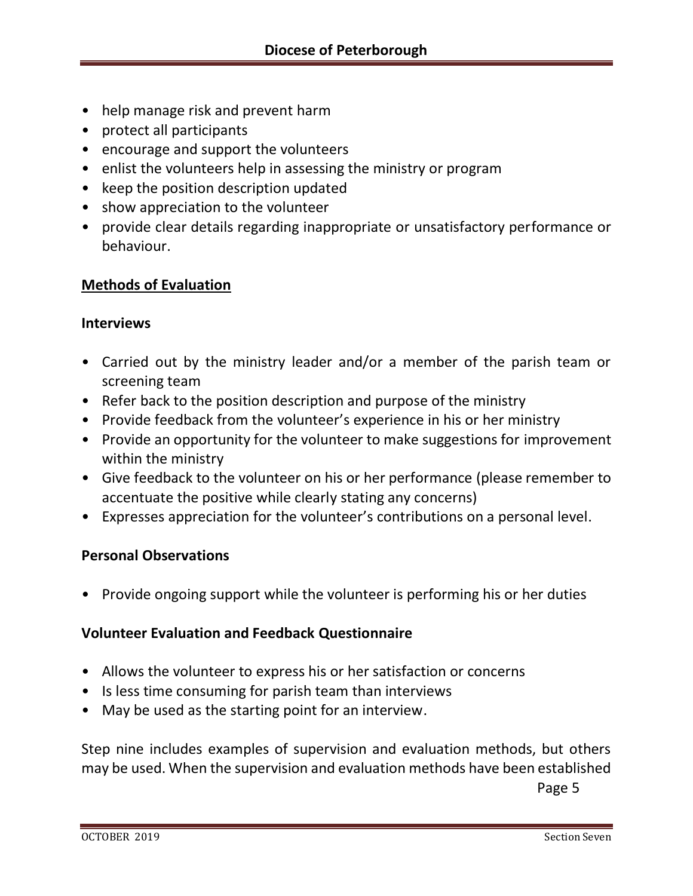- help manage risk and prevent harm
- protect all participants
- encourage and support the volunteers
- enlist the volunteers help in assessing the ministry or program
- keep the position description updated
- show appreciation to the volunteer
- provide clear details regarding inappropriate or unsatisfactory performance or behaviour.

## Methods of Evaluation

### Interviews

- Carried out by the ministry leader and/or a member of the parish team or screening team
- Refer back to the position description and purpose of the ministry
- Provide feedback from the volunteer's experience in his or her ministry
- Provide an opportunity for the volunteer to make suggestions for improvement within the ministry
- Give feedback to the volunteer on his or her performance (please remember to accentuate the positive while clearly stating any concerns)
- Expresses appreciation for the volunteer's contributions on a personal level.

### Personal Observations

- Provide ongoing support while the volunteer is performing his or her duties

### Volunteer Evaluation and Feedback Questionnaire

- Allows the volunteer to express his or her satisfaction or concerns
- Is less time consuming for parish team than interviews
- May be used as the starting point for an interview.

Step nine includes examples of supervision and evaluation methods, but others may be used. When the supervision and evaluation methods have been established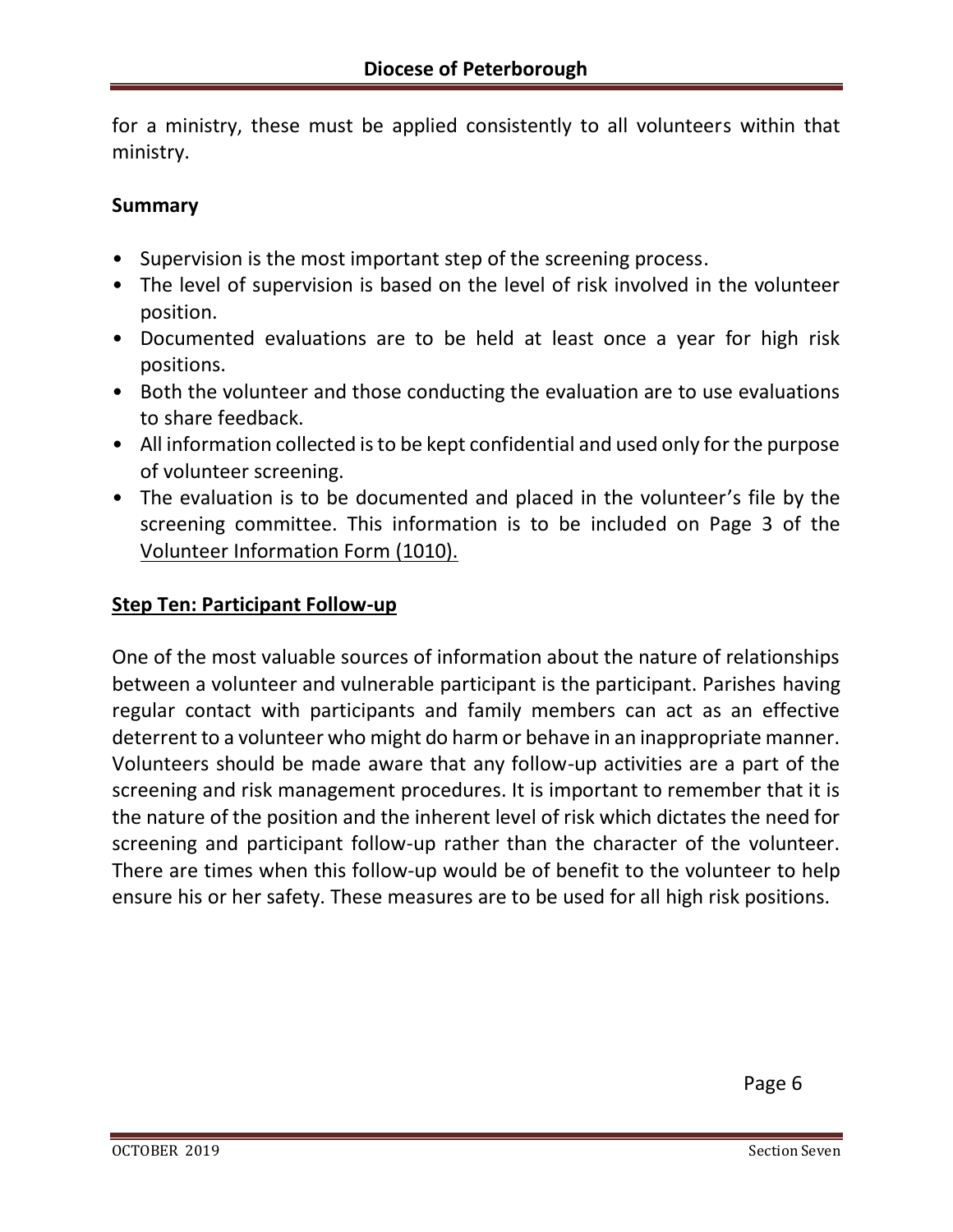for a ministry, these must be applied consistently to all volunteers within that ministry.

**Summary**

- Supervision is the most important step of the screening process.
- The level of supervision is based on the level of risk involved in the volunteer position.
- Documented evaluations are to be held at least once a year for high risk positions.
- Both the volunteer and those conducting the evaluation are to use evaluations to share feedback.
- All information collected is to be kept confidential and used only for the purpose of volunteer screening.
- The evaluation is to be documented and placed in the volunteer's file by the screening committee. This information is to be included on Page 3 of the Volunteer Information Form (1010).

**Step Ten: Participant Follow-up**

One of the most valuable sources of information about the nature of relationships between a volunteer and vulnerable participant is the participant. Parishes having regular contact with participants and family members can act as an effective deterrent to a volunteer who might do harm or behave in an inappropriate manner. Volunteers should be made aware that any follow-up activities are a part of the screening and risk management procedures. It is important to remember that it is the nature of the position and the inherent level of risk which dictates the need for screening and participant follow-up rather than the character of the volunteer. There are times when this follow-up would be of benefit to the volunteer to help ensure his or her safety. These measures are to be used for all high risk positions.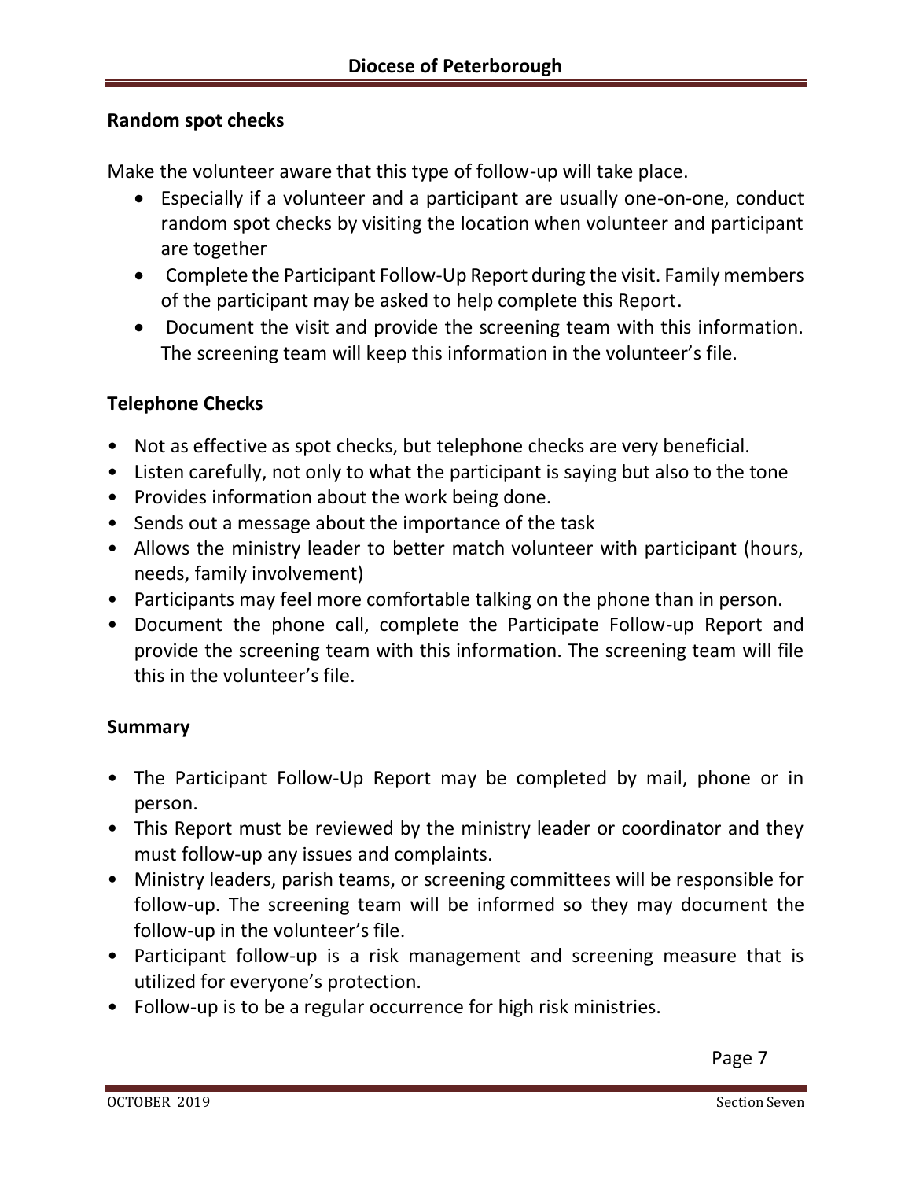### Random spot checks

Make the volunteer aware that this type of follow-up will take place.

- Especially if a volunteer and a participant are usually one-on-one, conduct random spot checks by visiting the location when volunteer and participant are together
- Complete the Participant Follow-Up Report during the visit. Family members of the participant may be asked to help complete this Report.
- Document the visit and provide the screening team with this information. The screening team will keep this information in the volunteer's file.

### Telephone Checks

- Not as effective as spot checks, but telephone checks are very beneficial.
- Listen carefully, not only to what the participant is saying but also to the tone
- Provides information about the work being done.
- Sends out a message about the importance of the task
- Allows the ministry leader to better match volunteer with participant (hours, needs, family involvement)
- Participants may feel more comfortable talking on the phone than in person.
- Document the phone call, complete the Participate Follow-up Report and provide the screening team with this information. The screening team will file this in the volunteer's file.

### Summary

- The Participant Follow-Up Report may be completed by mail, phone or in person.
- This Report must be reviewed by the ministry leader or coordinator and they must follow-up any issues and complaints.
- Ministry leaders, parish teams, or screening committees will be responsible for follow-up. The screening team will be informed so they may document the follow-up in the volunteer's file.
- Participant follow-up is a risk management and screening measure that is utilized for everyone's protection.
- Follow-up is to be a regular occurrence for high risk ministries.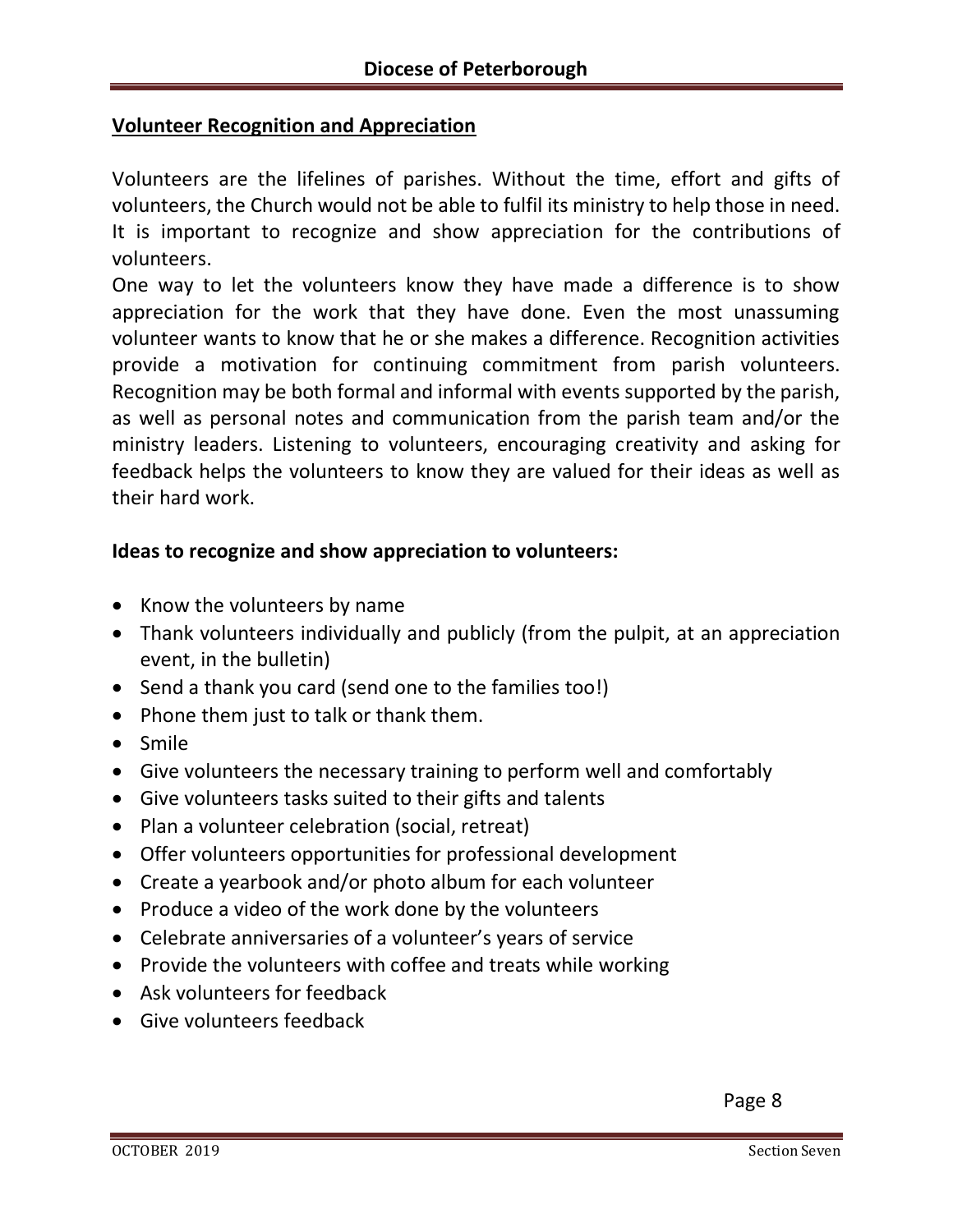## Volunteer Recognition and Appreciation

Volunteers are the lifelines of parishes. Without the time, effort and gifts of volunteers, the Church would not be able to fulfil its ministry to help those in need. It is important to recognize and show appreciation for the contributions of volunteers.

One way to let the volunteers know they have made a difference is to show appreciation for the work that they have done. Even the most unassuming volunteer wants to know that he or she makes a difference. Recognition activities provide a motivation for continuing commitment from parish volunteers. Recognition may be both formal and informal with events supported by the parish, as well as personal notes and communication from the parish team and/or the ministry leaders. Listening to volunteers, encouraging creativity and asking for feedback helps the volunteers to know they are valued for their ideas as well as their hard work.

**Ideas to recognize and show appreciation to volunteers:**

- Know the volunteers by name
- Thank volunteers individually and publicly (from the pulpit, at an appreciation event, in the bulletin)
- Send a thank you card (send one to the families too!)
- Phone them just to talk or thank them.
- Smile
- Give volunteers the necessary training to perform well and comfortably
- Give volunteers tasks suited to their gifts and talents
- Plan a volunteer celebration (social, retreat)
- Offer volunteers opportunities for professional development
- Create a yearbook and/or photo album for each volunteer
- Produce a video of the work done by the volunteers
- Celebrate anniversaries of a volunteer's years of service
- Provide the volunteers with coffee and treats while working
- Ask volunteers for feedback
- Give volunteers feedback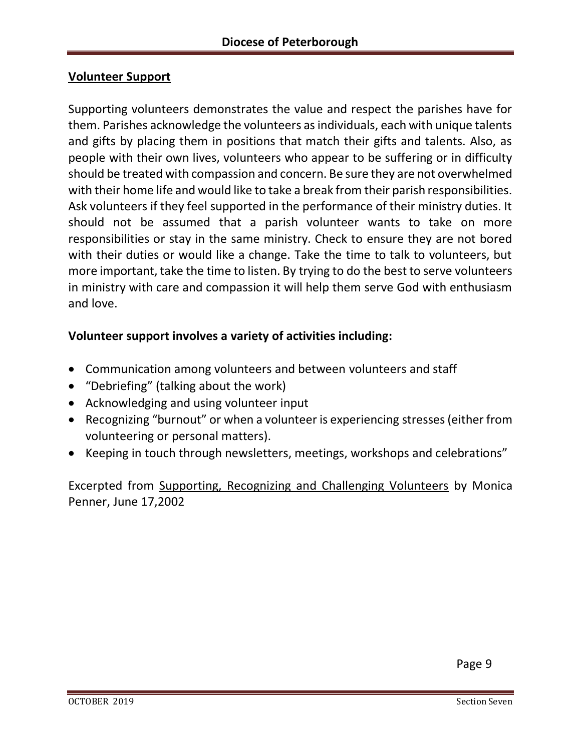## Volunteer Support

Supporting volunteers demonstrates the value and respect the parishes have for them. Parishes acknowledge the volunteers as individuals, each with unique talents and gifts by placing them in positions that match their gifts and talents. Also, as people with their own lives, volunteers who appear to be suffering or in difficulty should be treated with compassion and concern. Be sure they are not overwhelmed with their home life and would like to take a break from their parish responsibilities. Ask volunteers if they feel supported in the performance of their ministry duties. It should not be assumed that a parish volunteer wants to take on more responsibilities or stay in the same ministry. Check to ensure they are not bored with their duties or would like a change. Take the time to talk to volunteers, but more important, take the time to listen. By trying to do the best to serve volunteers in ministry with care and compassion it will help them serve God with enthusiasm and love.

**Volunteer support involves a variety of activities including:**

- Communication among volunteers and between volunteers and staff
- "Debriefing" (talking about the work)
- Acknowledging and using volunteer input
- Recognizing "burnout" or when a volunteer is experiencing stresses (either from volunteering or personal matters).
- Keeping in touch through newsletters, meetings, workshops and celebrations"

Excerpted from Supporting, Recognizing and Challenging Volunteers by Monica Penner, June 17,2002